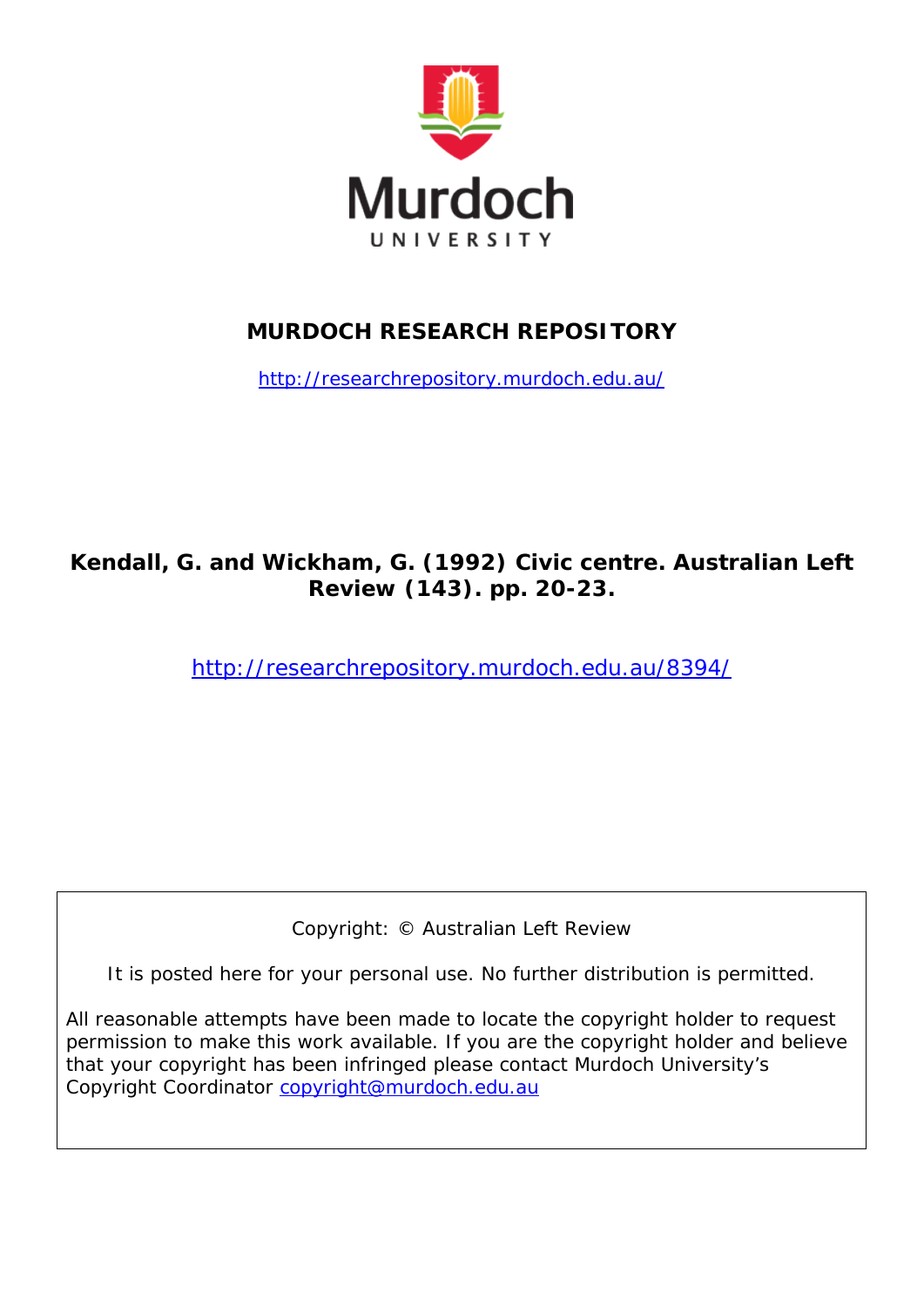Murdoch UNIVERSITY

**MURDOCH RESEARCH REPOSITORY**

http://researchrepository.murdoch.edu.au/

**Kendall, G. and Wickham, G. (1992) Civic centre. Australian Left Review (143). pp. 20-23.**

http://researchrepository.murdoch.edu.au/8394/

Copyright: © Australian Left Review

It is posted here for your personal use. No further distribution is permitted.

All reasonable attempts have been made to locate the copyright holder to request permission to make this work available. If you are the copyright holder and believe that your copyright has been infringed please contact Murdoch University's Copyright Coordinator copyright@murdoch.edu.au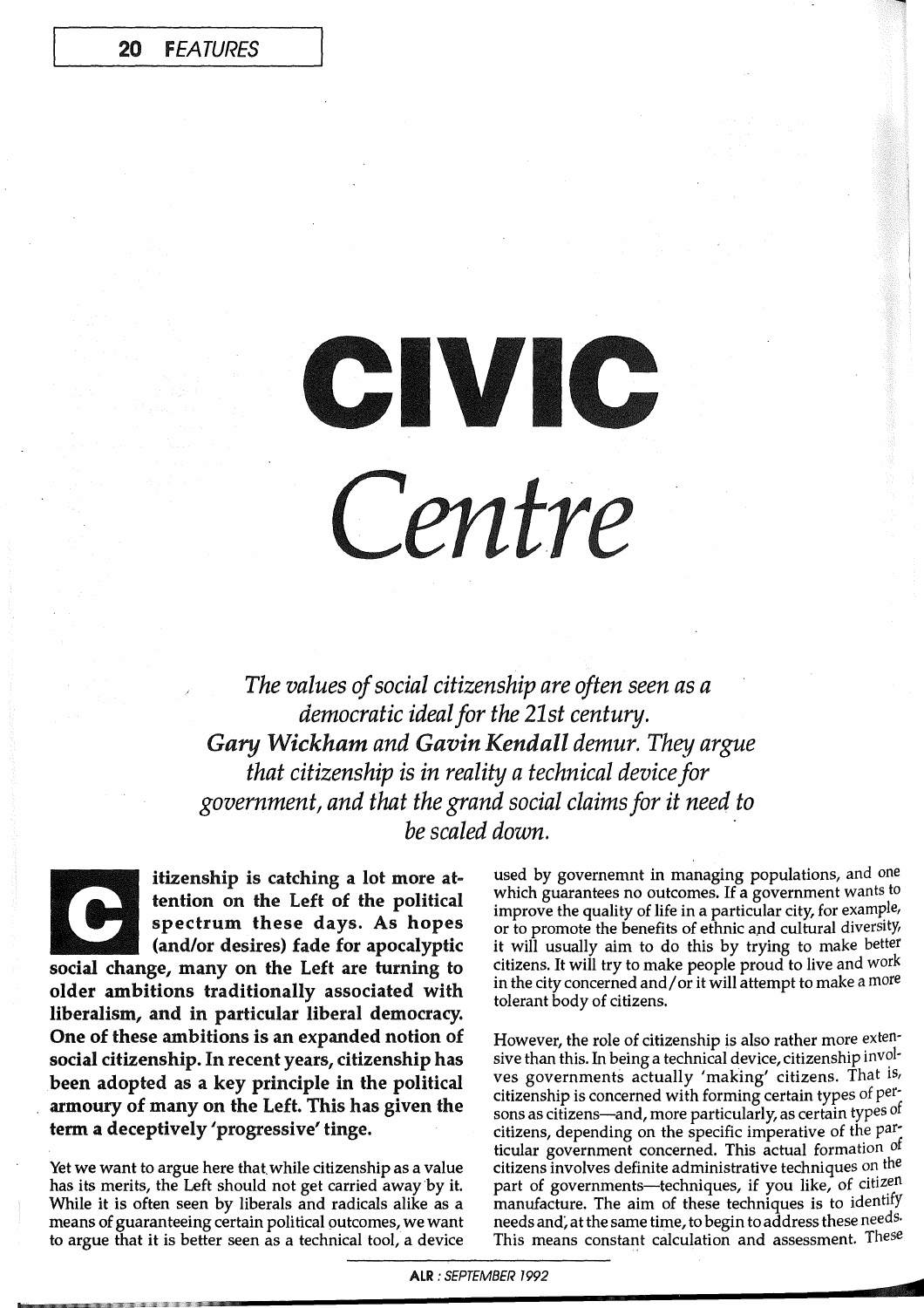# CIVIC *Centre*

*The values of social citizenship are often seen as a democratic ideal for the 21st century. **Gary Wickham and Gavin Kendall** demur. They argue that citizenship is in reality a technical device for government, and that the grand social claims for it need to be scaled down.*

**Citizenship is catching a lot more attention on the Left of the political spectrum these days. As hopes (and/or desires) fade for apocalyptic social change, many on the Left are turning to older ambitions traditionally associated with liberalism, and in particular liberal democracy. One of these ambitions is an expanded notion of social citizenship. In recent years, citizenship has been adopted as a key principle in the political armoury of many on the Left. This has given the term a deceptively 'progressive' tinge.**

Yet we want to argue here that while citizenship as a value has its merits, the Left should not get carried away by it. While it is often seen by liberals and radicals alike as a means of guaranteeing certain political outcomes, we want to argue that it is better seen as a technical tool, a device used by governemnt in managing populations, and one which guarantees no outcomes. If a government wants to improve the quality of life in a particular city, for example, or to promote the benefits of ethnic and cultural diversity, it will usually aim to do this by trying to make better citizens. It will try to make people proud to live and work in the city concerned and/or it will attempt to make a more tolerant body of citizens.

However, the role of citizenship is also rather more extensive than this. In being a technical device, citizenship involves governments actually 'making' citizens. That is, citizenship is concerned with forming certain types of persons as citizens—and, more particularly, as certain types of citizens, depending on the specific imperative of the particular government concerned. This actual formation of citizens involves definite administrative techniques on the part of governments—techniques, if you like, of citizen manufacture. The aim of these techniques is to identify needs and, at the same time, to begin to address these needs. This means constant calculation and assessment. These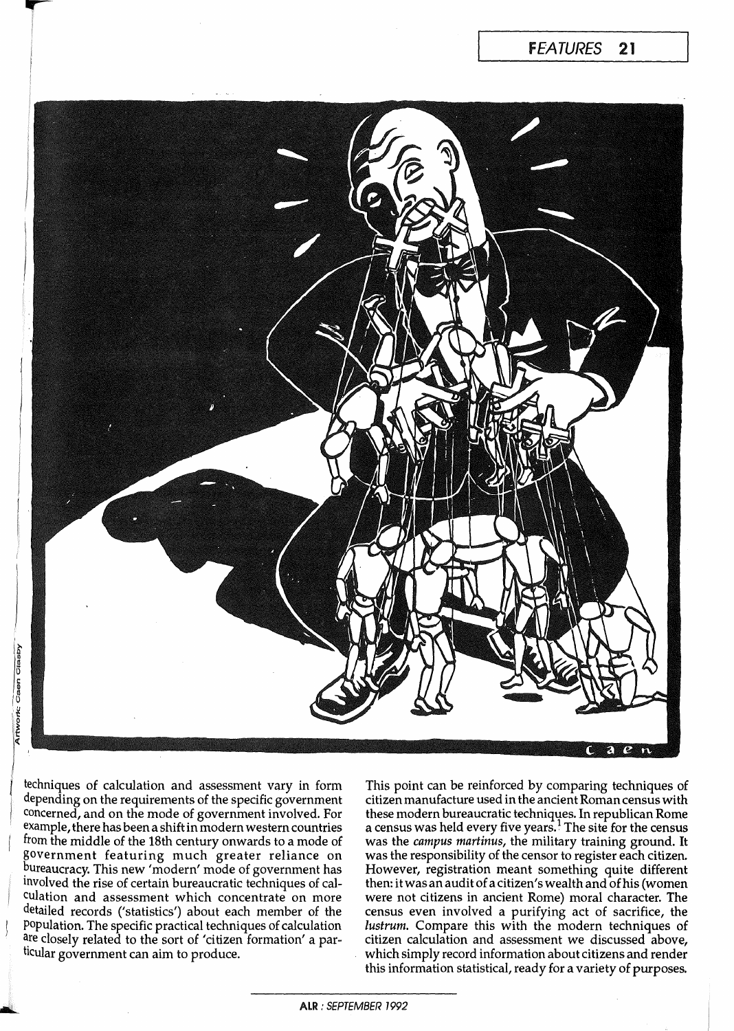techniques of calculation and assessment vary in form depending on the requirements of the specific government concerned, and on the mode of government involved. For example, there has been a shift in modern western countries from the middle of the 18th century onwards to a mode of government featuring much greater reliance on bureaucracy. This new 'modern' mode of government has involved the rise of certain bureaucratic techniques of calculation and assessment which concentrate on more detailed records ('statistics') about each member of the population. The specific practical techniques of calculation are closely related to the sort of 'citizen formation' a particular government can aim to produce.

This point can be reinforced by comparing techniques of citizen manufacture used in the ancient Roman census with these modern bureaucratic techniques. In republican Rome a census was held every five years.[1] The site for the census was the *campus martinus*, the military training ground. It was the responsibility of the censor to register each citizen. However, registration meant something quite different then: it was an audit of a citizen's wealth and of his (women were not citizens in ancient Rome) moral character. The census even involved a purifying act of sacrifice, the *lustrum*. Compare this with the modern techniques of citizen calculation and assessment we discussed above, which simply record information about citizens and render this information statistical, ready for a variety of purposes.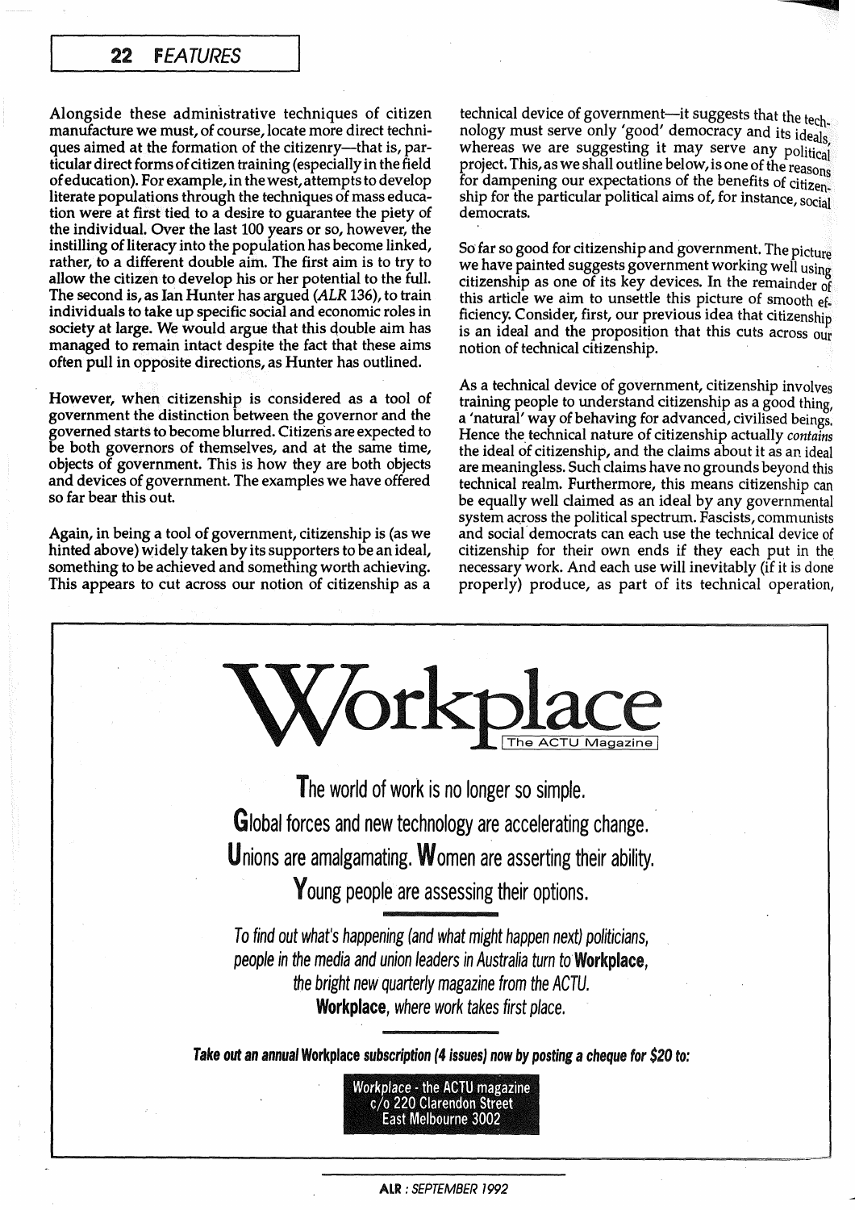Alongside these administrative techniques of citizen manufacture we must, of course, locate more direct techniques aimed at the formation of the citizenry—that is, particular direct forms of citizen training (especially in the field of education). For example, in the west, attempts to develop literate populations through the techniques of mass education were at first tied to a desire to guarantee the piety of the individual. Over the last 100 years or so, however, the instilling of literacy into the population has become linked, rather, to a different double aim. The first aim is to try to allow the citizen to develop his or her potential to the full. The second is, as Ian Hunter has argued (*ALR* 136), to train individuals to take up specific social and economic roles in society at large. We would argue that this double aim has managed to remain intact despite the fact that these aims often pull in opposite directions, as Hunter has outlined.

However, when citizenship is considered as a tool of government the distinction between the governor and the governed starts to become blurred. Citizens are expected to be both governors of themselves, and at the same time, objects of government. This is how they are both objects and devices of government. The examples we have offered so far bear this out.

Again, in being a tool of government, citizenship is (as we hinted above) widely taken by its supporters to be an ideal, something to be achieved and something worth achieving. This appears to cut across our notion of citizenship as a technical device of government—it suggests that the technology must serve only 'good' democracy and its ideals, whereas we are suggesting it may serve any political project. This, as we shall outline below, is one of the reasons for dampening our expectations of the benefits of citizenship for the particular political aims of, for instance, social democrats.

So far so good for citizenship and government. The picture we have painted suggests government working well using citizenship as one of its key devices. In the remainder of this article we aim to unsettle this picture of smooth efficiency. Consider, first, our previous idea that citizenship is an ideal and the proposition that this cuts across our notion of technical citizenship.

As a technical device of government, citizenship involves training people to understand citizenship as a good thing, a 'natural' way of behaving for advanced, civilised beings. Hence the technical nature of citizenship actually *contains* the ideal of citizenship, and the claims about it as an ideal are meaningless. Such claims have no grounds beyond this technical realm. Furthermore, this means citizenship can be equally well claimed as an ideal by any governmental system across the political spectrum. Fascists, communists and social democrats can each use the technical device of citizenship for their own ends if they each put in the necessary work. And each use will inevitably (if it is done properly) produce, as part of its technical operation,

# Workplace

The ACTU Magazine

**The world of work is no longer so simple.**

**Global forces and new technology are accelerating change.**

**Unions are amalgamating. Women are asserting their ability.**

**Young people are assessing their options.**

*To find out what's happening (and what might happen next) politicians, people in the media and union leaders in Australia turn to* ***Workplace****, the bright new quarterly magazine from the ACTU.*

***Workplace****, where work takes first place.*

***Take out an annual Workplace subscription (4 issues) now by posting a cheque for $20 to:***

Workplace - the ACTU magazine
c/o 220 Clarendon Street
East Melbourne 3002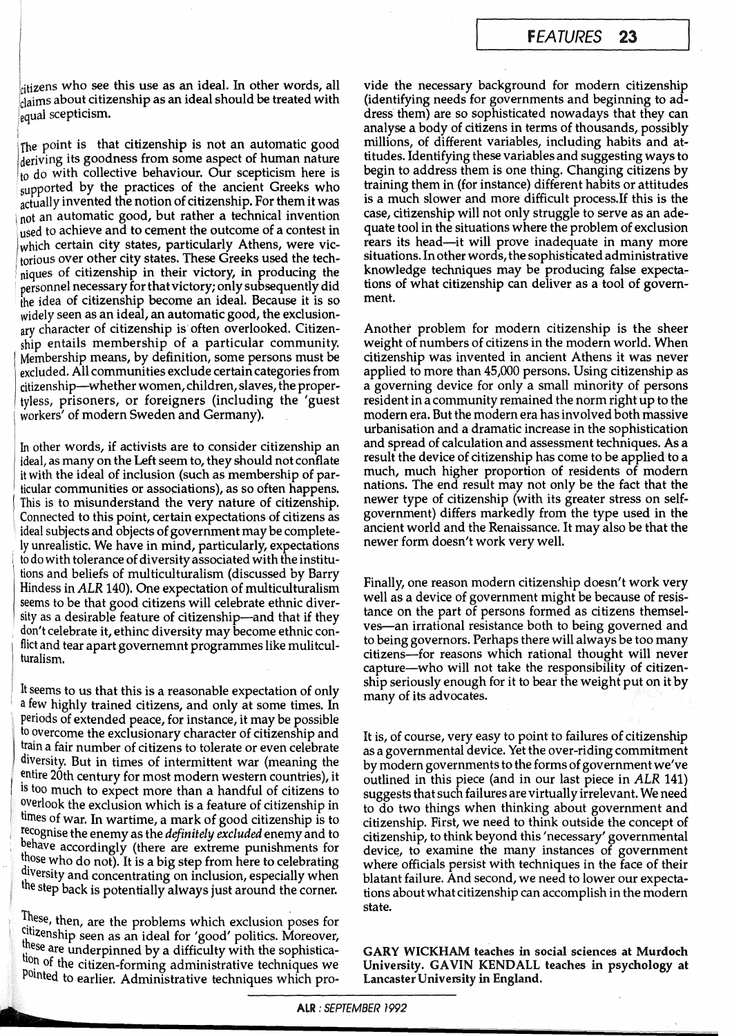citizens who see this use as an ideal. In other words, all claims about citizenship as an ideal should be treated with equal scepticism.

The point is that citizenship is not an automatic good deriving its goodness from some aspect of human nature to do with collective behaviour. Our scepticism here is supported by the practices of the ancient Greeks who actually invented the notion of citizenship. For them it was not an automatic good, but rather a technical invention used to achieve and to cement the outcome of a contest in which certain city states, particularly Athens, were victorious over other city states. These Greeks used the techniques of citizenship in their victory, in producing the personnel necessary for that victory; only subsequently did the idea of citizenship become an ideal. Because it is so widely seen as an ideal, an automatic good, the exclusionary character of citizenship is often overlooked. Citizenship entails membership of a particular community. Membership means, by definition, some persons must be excluded. All communities exclude certain categories from citizenship—whether women, children, slaves, the propertyless, prisoners, or foreigners (including the 'guest workers' of modern Sweden and Germany).

In other words, if activists are to consider citizenship an ideal, as many on the Left seem to, they should not conflate it with the ideal of inclusion (such as membership of particular communities or associations), as so often happens. This is to misunderstand the very nature of citizenship. Connected to this point, certain expectations of citizens as ideal subjects and objects of government may be completely unrealistic. We have in mind, particularly, expectations to do with tolerance of diversity associated with the institutions and beliefs of multiculturalism (discussed by Barry Hindess in *ALR* 140). One expectation of multiculturalism seems to be that good citizens will celebrate ethnic diversity as a desirable feature of citizenship—and that if they don't celebrate it, ethinc diversity may become ethnic conflict and tear apart governemnt programmes like mulitculturalism.

It seems to us that this is a reasonable expectation of only a few highly trained citizens, and only at some times. In periods of extended peace, for instance, it may be possible to overcome the exclusionary character of citizenship and train a fair number of citizens to tolerate or even celebrate diversity. But in times of intermittent war (meaning the entire 20th century for most modern western countries), it is too much to expect more than a handful of citizens to overlook the exclusion which is a feature of citizenship in times of war. In wartime, a mark of good citizenship is to recognise the enemy as the *definitely excluded* enemy and to behave accordingly (there are extreme punishments for those who do not). It is a big step from here to celebrating diversity and concentrating on inclusion, especially when the step back is potentially always just around the corner.

These, then, are the problems which exclusion poses for citizenship seen as an ideal for 'good' politics. Moreover, these are underpinned by a difficulty with the sophistication of the citizen-forming administrative techniques we pointed to earlier. Administrative techniques which provide the necessary background for modern citizenship (identifying needs for governments and beginning to address them) are so sophisticated nowadays that they can analyse a body of citizens in terms of thousands, possibly millions, of different variables, including habits and attitudes. Identifying these variables and suggesting ways to begin to address them is one thing. Changing citizens by training them in (for instance) different habits or attitudes is a much slower and more difficult process.If this is the case, citizenship will not only struggle to serve as an adequate tool in the situations where the problem of exclusion rears its head—it will prove inadequate in many more situations. In other words, the sophisticated administrative knowledge techniques may be producing false expectations of what citizenship can deliver as a tool of government.

Another problem for modern citizenship is the sheer weight of numbers of citizens in the modern world. When citizenship was invented in ancient Athens it was never applied to more than 45,000 persons. Using citizenship as a governing device for only a small minority of persons resident in a community remained the norm right up to the modern era. But the modern era has involved both massive urbanisation and a dramatic increase in the sophistication and spread of calculation and assessment techniques. As a result the device of citizenship has come to be applied to a much, much higher proportion of residents of modern nations. The end result may not only be the fact that the newer type of citizenship (with its greater stress on self-government) differs markedly from the type used in the ancient world and the Renaissance. It may also be that the newer form doesn't work very well.

Finally, one reason modern citizenship doesn't work very well as a device of government might be because of resistance on the part of persons formed as citizens themselves—an irrational resistance both to being governed and to being governors. Perhaps there will always be too many citizens—for reasons which rational thought will never capture—who will not take the responsibility of citizenship seriously enough for it to bear the weight put on it by many of its advocates.

It is, of course, very easy to point to failures of citizenship as a governmental device. Yet the over-riding commitment by modern governments to the forms of government we've outlined in this piece (and in our last piece in *ALR* 141) suggests that such failures are virtually irrelevant. We need to do two things when thinking about government and citizenship. First, we need to think outside the concept of citizenship, to think beyond this 'necessary' governmental device, to examine the many instances of government where officials persist with techniques in the face of their blatant failure. And second, we need to lower our expectations about what citizenship can accomplish in the modern state.

**GARY WICKHAM teaches in social sciences at Murdoch University. GAVIN KENDALL teaches in psychology at Lancaster University in England.**